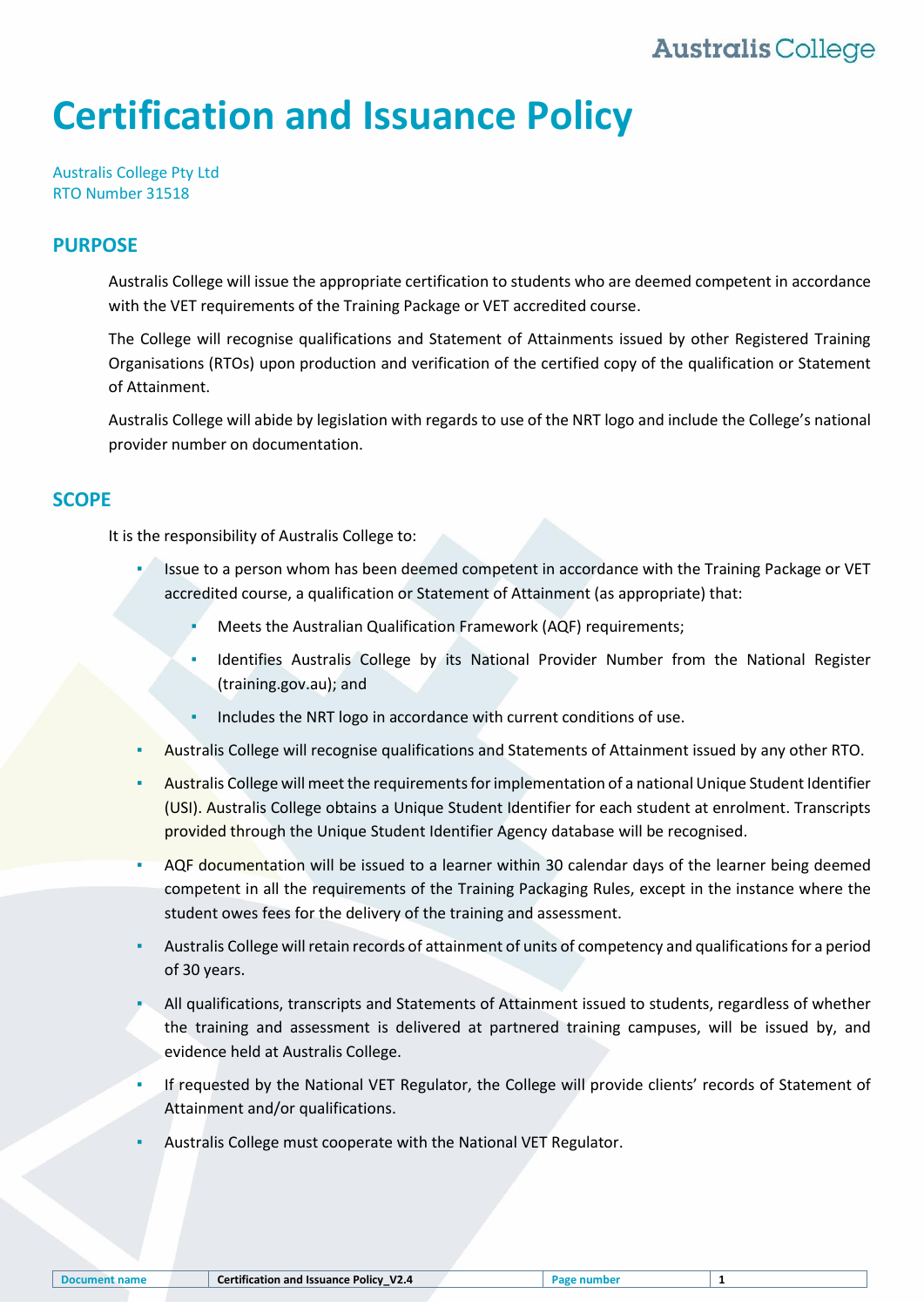# Certification and Issuance Policy

Australis College Pty Ltd
RTO Number 31518

## PURPOSE

Australis College will issue the appropriate certification to students who are deemed competent in accordance with the VET requirements of the Training Package or VET accredited course.

The College will recognise qualifications and Statement of Attainments issued by other Registered Training Organisations (RTOs) upon production and verification of the certified copy of the qualification or Statement of Attainment.

Australis College will abide by legislation with regards to use of the NRT logo and include the College's national provider number on documentation.

## SCOPE

It is the responsibility of Australis College to:

- Issue to a person whom has been deemed competent in accordance with the Training Package or VET accredited course, a qualification or Statement of Attainment (as appropriate) that:
  - Meets the Australian Qualification Framework (AQF) requirements;
  - Identifies Australis College by its National Provider Number from the National Register (training.gov.au); and
  - Includes the NRT logo in accordance with current conditions of use.
- Australis College will recognise qualifications and Statements of Attainment issued by any other RTO.
- Australis College will meet the requirements for implementation of a national Unique Student Identifier (USI). Australis College obtains a Unique Student Identifier for each student at enrolment. Transcripts provided through the Unique Student Identifier Agency database will be recognised.
- AQF documentation will be issued to a learner within 30 calendar days of the learner being deemed competent in all the requirements of the Training Packaging Rules, except in the instance where the student owes fees for the delivery of the training and assessment.
- Australis College will retain records of attainment of units of competency and qualifications for a period of 30 years.
- All qualifications, transcripts and Statements of Attainment issued to students, regardless of whether the training and assessment is delivered at partnered training campuses, will be issued by, and evidence held at Australis College.
- If requested by the National VET Regulator, the College will provide clients' records of Statement of Attainment and/or qualifications.
- Australis College must cooperate with the National VET Regulator.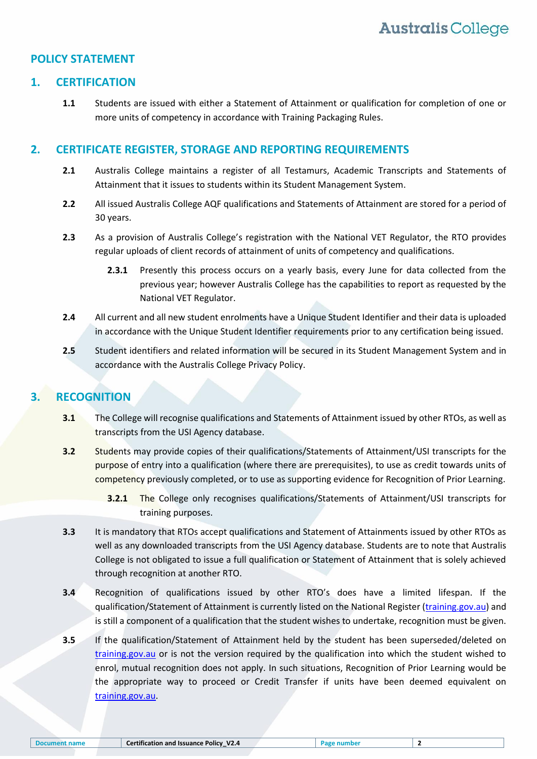## POLICY STATEMENT

## 1. CERTIFICATION

**1.1** Students are issued with either a Statement of Attainment or qualification for completion of one or more units of competency in accordance with Training Packaging Rules.

## 2. CERTIFICATE REGISTER, STORAGE AND REPORTING REQUIREMENTS

**2.1** Australis College maintains a register of all Testamurs, Academic Transcripts and Statements of Attainment that it issues to students within its Student Management System.

**2.2** All issued Australis College AQF qualifications and Statements of Attainment are stored for a period of 30 years.

**2.3** As a provision of Australis College's registration with the National VET Regulator, the RTO provides regular uploads of client records of attainment of units of competency and qualifications.

> **2.3.1** Presently this process occurs on a yearly basis, every June for data collected from the previous year; however Australis College has the capabilities to report as requested by the National VET Regulator.

**2.4** All current and all new student enrolments have a Unique Student Identifier and their data is uploaded in accordance with the Unique Student Identifier requirements prior to any certification being issued.

**2.5** Student identifiers and related information will be secured in its Student Management System and in accordance with the Australis College Privacy Policy.

## 3. RECOGNITION

**3.1** The College will recognise qualifications and Statements of Attainment issued by other RTOs, as well as transcripts from the USI Agency database.

**3.2** Students may provide copies of their qualifications/Statements of Attainment/USI transcripts for the purpose of entry into a qualification (where there are prerequisites), to use as credit towards units of competency previously completed, or to use as supporting evidence for Recognition of Prior Learning.

> **3.2.1** The College only recognises qualifications/Statements of Attainment/USI transcripts for training purposes.

**3.3** It is mandatory that RTOs accept qualifications and Statement of Attainments issued by other RTOs as well as any downloaded transcripts from the USI Agency database. Students are to note that Australis College is not obligated to issue a full qualification or Statement of Attainment that is solely achieved through recognition at another RTO.

**3.4** Recognition of qualifications issued by other RTO's does have a limited lifespan. If the qualification/Statement of Attainment is currently listed on the National Register (training.gov.au) and is still a component of a qualification that the student wishes to undertake, recognition must be given.

**3.5** If the qualification/Statement of Attainment held by the student has been superseded/deleted on training.gov.au or is not the version required by the qualification into which the student wished to enrol, mutual recognition does not apply. In such situations, Recognition of Prior Learning would be the appropriate way to proceed or Credit Transfer if units have been deemed equivalent on training.gov.au.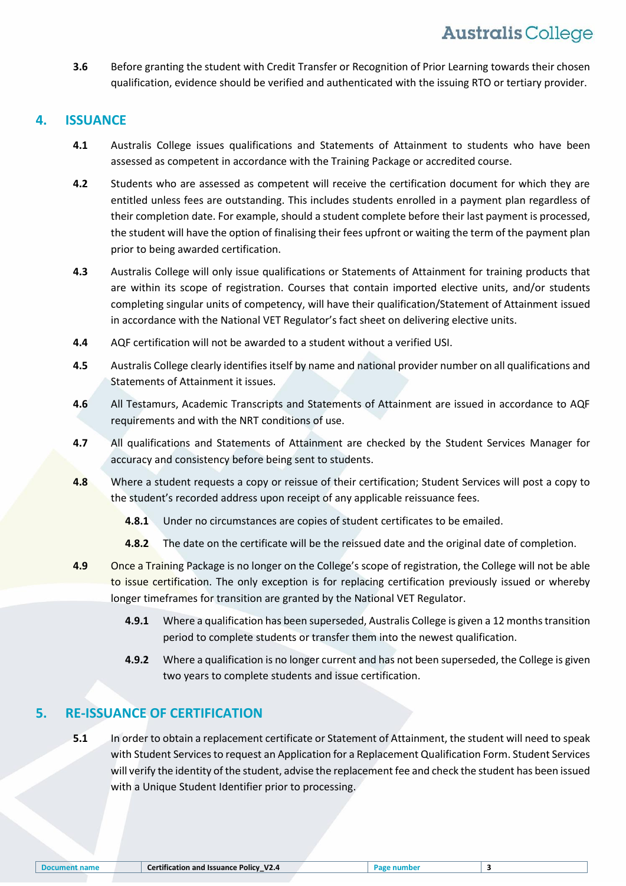**3.6** Before granting the student with Credit Transfer or Recognition of Prior Learning towards their chosen qualification, evidence should be verified and authenticated with the issuing RTO or tertiary provider.

## 4. ISSUANCE

**4.1** Australis College issues qualifications and Statements of Attainment to students who have been assessed as competent in accordance with the Training Package or accredited course.

**4.2** Students who are assessed as competent will receive the certification document for which they are entitled unless fees are outstanding. This includes students enrolled in a payment plan regardless of their completion date. For example, should a student complete before their last payment is processed, the student will have the option of finalising their fees upfront or waiting the term of the payment plan prior to being awarded certification.

**4.3** Australis College will only issue qualifications or Statements of Attainment for training products that are within its scope of registration. Courses that contain imported elective units, and/or students completing singular units of competency, will have their qualification/Statement of Attainment issued in accordance with the National VET Regulator's fact sheet on delivering elective units.

**4.4** AQF certification will not be awarded to a student without a verified USI.

**4.5** Australis College clearly identifies itself by name and national provider number on all qualifications and Statements of Attainment it issues.

**4.6** All Testamurs, Academic Transcripts and Statements of Attainment are issued in accordance to AQF requirements and with the NRT conditions of use.

**4.7** All qualifications and Statements of Attainment are checked by the Student Services Manager for accuracy and consistency before being sent to students.

**4.8** Where a student requests a copy or reissue of their certification; Student Services will post a copy to the student's recorded address upon receipt of any applicable reissuance fees.

- **4.8.1** Under no circumstances are copies of student certificates to be emailed.
- **4.8.2** The date on the certificate will be the reissued date and the original date of completion.

**4.9** Once a Training Package is no longer on the College's scope of registration, the College will not be able to issue certification. The only exception is for replacing certification previously issued or whereby longer timeframes for transition are granted by the National VET Regulator.

- **4.9.1** Where a qualification has been superseded, Australis College is given a 12 months transition period to complete students or transfer them into the newest qualification.
- **4.9.2** Where a qualification is no longer current and has not been superseded, the College is given two years to complete students and issue certification.

## 5. RE-ISSUANCE OF CERTIFICATION

**5.1** In order to obtain a replacement certificate or Statement of Attainment, the student will need to speak with Student Services to request an Application for a Replacement Qualification Form. Student Services will verify the identity of the student, advise the replacement fee and check the student has been issued with a Unique Student Identifier prior to processing.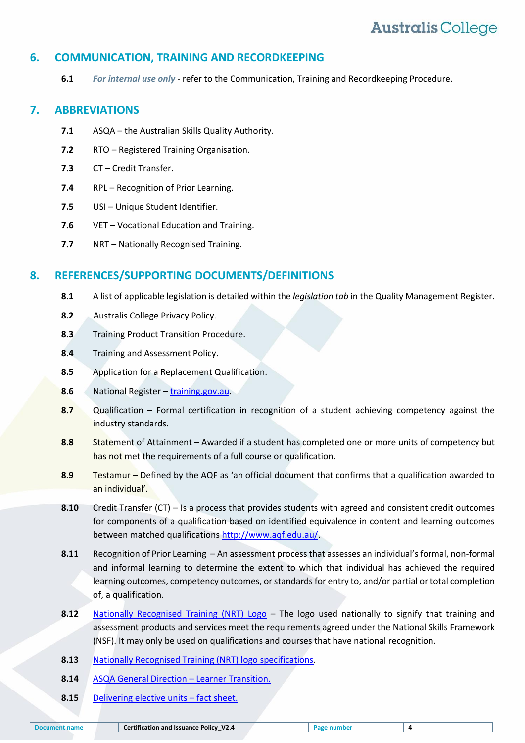## 6. COMMUNICATION, TRAINING AND RECORDKEEPING

**6.1** *For internal use only* - refer to the Communication, Training and Recordkeeping Procedure.

## 7. ABBREVIATIONS

**7.1** ASQA – the Australian Skills Quality Authority.

**7.2** RTO – Registered Training Organisation.

**7.3** CT – Credit Transfer.

**7.4** RPL – Recognition of Prior Learning.

**7.5** USI – Unique Student Identifier.

**7.6** VET – Vocational Education and Training.

**7.7** NRT – Nationally Recognised Training.

## 8. REFERENCES/SUPPORTING DOCUMENTS/DEFINITIONS

**8.1** A list of applicable legislation is detailed within the *legislation tab* in the Quality Management Register.

**8.2** Australis College Privacy Policy.

**8.3** Training Product Transition Procedure.

**8.4** Training and Assessment Policy.

**8.5** Application for a Replacement Qualification.

**8.6** National Register – training.gov.au.

**8.7** Qualification – Formal certification in recognition of a student achieving competency against the industry standards.

**8.8** Statement of Attainment – Awarded if a student has completed one or more units of competency but has not met the requirements of a full course or qualification.

**8.9** Testamur – Defined by the AQF as 'an official document that confirms that a qualification awarded to an individual'.

**8.10** Credit Transfer (CT) – Is a process that provides students with agreed and consistent credit outcomes for components of a qualification based on identified equivalence in content and learning outcomes between matched qualifications http://www.aqf.edu.au/.

**8.11** Recognition of Prior Learning – An assessment process that assesses an individual's formal, non-formal and informal learning to determine the extent to which that individual has achieved the required learning outcomes, competency outcomes, or standards for entry to, and/or partial or total completion of, a qualification.

**8.12** Nationally Recognised Training (NRT) Logo – The logo used nationally to signify that training and assessment products and services meet the requirements agreed under the National Skills Framework (NSF). It may only be used on qualifications and courses that have national recognition.

**8.13** Nationally Recognised Training (NRT) logo specifications.

**8.14** ASQA General Direction – Learner Transition.

**8.15** Delivering elective units – fact sheet.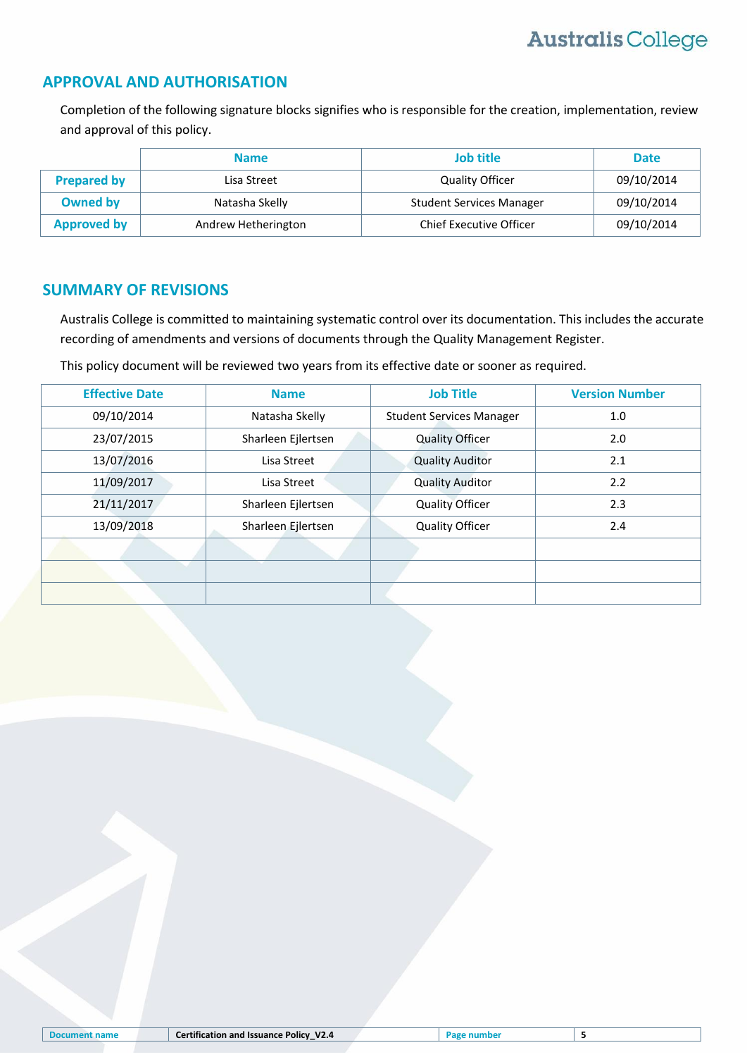## APPROVAL AND AUTHORISATION

Completion of the following signature blocks signifies who is responsible for the creation, implementation, review and approval of this policy.

| | Name | Job title | Date |
|---|---|---|---|
| **Prepared by** | Lisa Street | Quality Officer | 09/10/2014 |
| **Owned by** | Natasha Skelly | Student Services Manager | 09/10/2014 |
| **Approved by** | Andrew Hetherington | Chief Executive Officer | 09/10/2014 |

## SUMMARY OF REVISIONS

Australis College is committed to maintaining systematic control over its documentation. This includes the accurate recording of amendments and versions of documents through the Quality Management Register.

This policy document will be reviewed two years from its effective date or sooner as required.

| Effective Date | Name | Job Title | Version Number |
|---|---|---|---|
| 09/10/2014 | Natasha Skelly | Student Services Manager | 1.0 |
| 23/07/2015 | Sharleen Ejlertsen | Quality Officer | 2.0 |
| 13/07/2016 | Lisa Street | Quality Auditor | 2.1 |
| 11/09/2017 | Lisa Street | Quality Auditor | 2.2 |
| 21/11/2017 | Sharleen Ejlertsen | Quality Officer | 2.3 |
| 13/09/2018 | Sharleen Ejlertsen | Quality Officer | 2.4 |
| | | | |
| | | | |
| | | | |